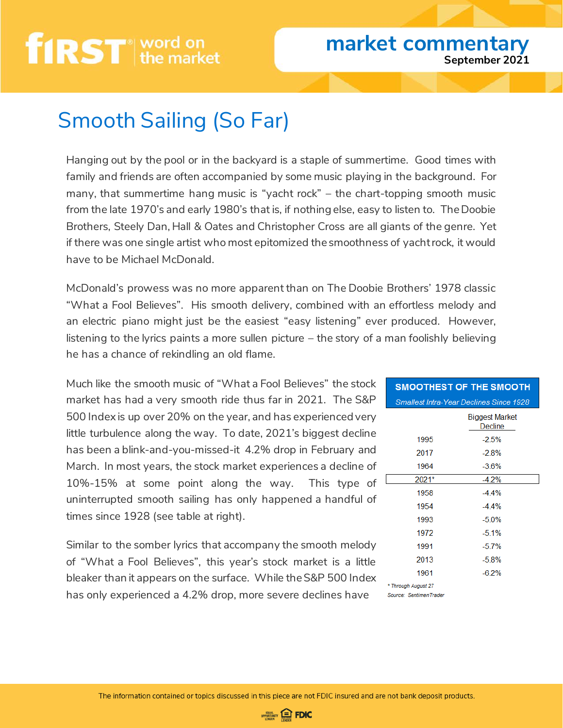# Smooth Sailing (So Far)

Hanging out by the pool or in the backyard is a staple of summertime. Good times with family and friends are often accompanied by some music playing in the background. For many, that summertime hang music is "yacht rock" – the chart-topping smooth music from the late 1970's and early 1980's that is, if nothing else, easy to listen to. The Doobie Brothers, Steely Dan, Hall & Oates and Christopher Cross are all giants of the genre. Yet if there was one single artist who most epitomized the smoothness of yacht rock, it would have to be Michael McDonald.

McDonald's prowess was no more apparent than on The Doobie Brothers' 1978 classic "What a Fool Believes". His smooth delivery, combined with an effortless melody and an electric piano might just be the easiest "easy listening" ever produced. However, listening to the lyrics paints a more sullen picture – the story of a man foolishly believing he has a chance of rekindling an old flame.

Much like the smooth music of "What a Fool Believes" the stock market has had a very smooth ride thus far in 2021. The S&P 500 Index is up over 20% on the year, and has experienced very little turbulence along the way. To date, 2021's biggest decline has been a blink-and-you-missed-it 4.2% drop in February and March. In most years, the stock market experiences a decline of 10%-15% at some point along the way. This type of uninterrupted smooth sailing has only happened a handful of times since 1928 (see table at right).

**SMOOTHEST OF THE SMOOTH**

*Smallest Intra-Year Declines Since 1928*

| Year | Biggest Market Decline |
|---|---|
| 1995 | -2.5% |
| 2017 | -2.8% |
| 1964 | -3.6% |
| **2021*** | **-4.2%** |
| 1958 | -4.4% |
| 1954 | -4.4% |
| 1993 | -5.0% |
| 1972 | -5.1% |
| 1991 | -5.7% |
| 2013 | -5.8% |
| 1961 | -6.2% |

*\* Through August 27*

*Source: SentimenTrader*

Similar to the somber lyrics that accompany the smooth melody of "What a Fool Believes", this year's stock market is a little bleaker than it appears on the surface. While the S&P 500 Index has only experienced a 4.2% drop, more severe declines have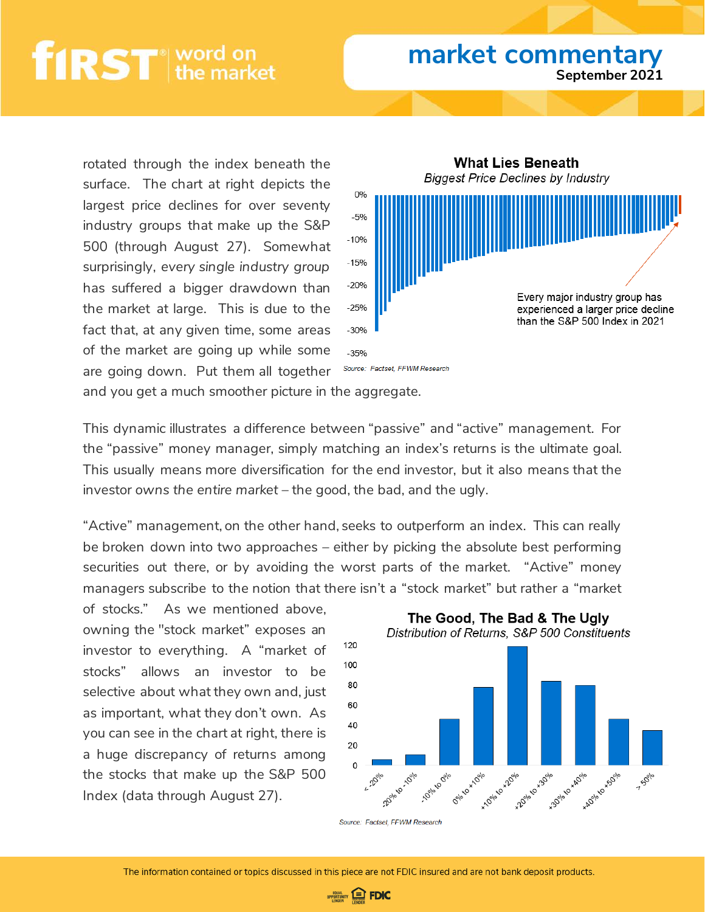rotated through the index beneath the surface. The chart at right depicts the largest price declines for over seventy industry groups that make up the S&P 500 (through August 27). Somewhat surprisingly, *every single industry group* has suffered a bigger drawdown than the market at large. This is due to the fact that, at any given time, some areas of the market are going up while some are going down. Put them all together and you get a much smoother picture in the aggregate.

**What Lies Beneath**

*Biggest Price Declines by Industry*

Every major industry group has experienced a larger price decline than the S&P 500 Index in 2021

Source: Factset, FFWM Research

This dynamic illustrates a difference between "passive" and "active" management. For the "passive" money manager, simply matching an index's returns is the ultimate goal. This usually means more diversification for the end investor, but it also means that the investor *owns the entire market* – the good, the bad, and the ugly.

"Active" management, on the other hand, seeks to outperform an index. This can really be broken down into two approaches – either by picking the absolute best performing securities out there, or by avoiding the worst parts of the market. "Active" money managers subscribe to the notion that there isn't a "stock market" but rather a "market of stocks." As we mentioned above, owning the "stock market" exposes an investor to everything. A "market of stocks" allows an investor to be selective about what they own and, just as important, what they don't own. As you can see in the chart at right, there is a huge discrepancy of returns among the stocks that make up the S&P 500 Index (data through August 27).

**The Good, The Bad & The Ugly**

*Distribution of Returns, S&P 500 Constituents*

Source: Factset, FFWM Research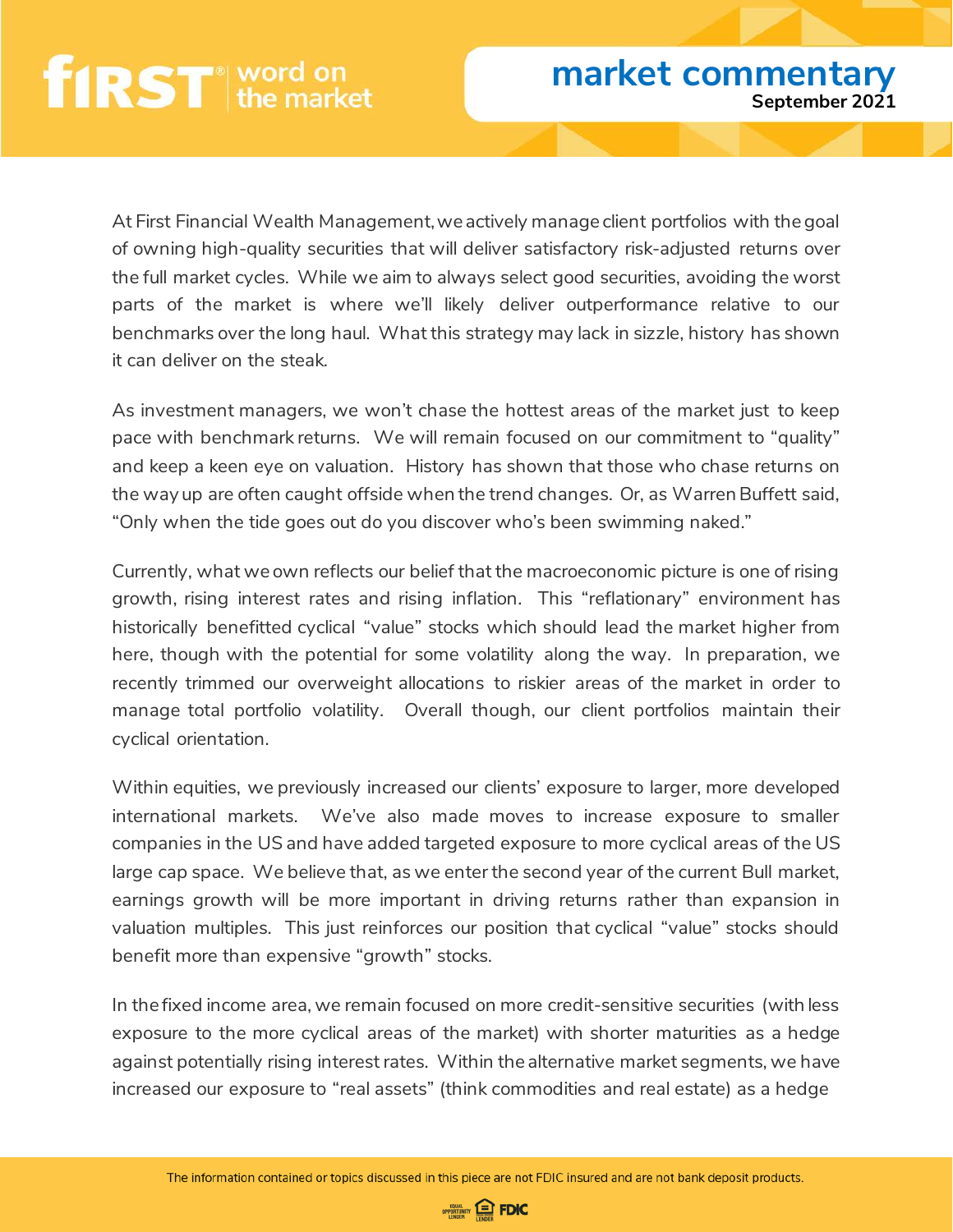At First Financial Wealth Management, we actively manage client portfolios with the goal of owning high-quality securities that will deliver satisfactory risk-adjusted returns over the full market cycles. While we aim to always select good securities, avoiding the worst parts of the market is where we'll likely deliver outperformance relative to our benchmarks over the long haul. What this strategy may lack in sizzle, history has shown it can deliver on the steak.

As investment managers, we won't chase the hottest areas of the market just to keep pace with benchmark returns. We will remain focused on our commitment to "quality" and keep a keen eye on valuation. History has shown that those who chase returns on the way up are often caught offside when the trend changes. Or, as Warren Buffett said, "Only when the tide goes out do you discover who's been swimming naked."

Currently, what we own reflects our belief that the macroeconomic picture is one of rising growth, rising interest rates and rising inflation. This "reflationary" environment has historically benefitted cyclical "value" stocks which should lead the market higher from here, though with the potential for some volatility along the way. In preparation, we recently trimmed our overweight allocations to riskier areas of the market in order to manage total portfolio volatility. Overall though, our client portfolios maintain their cyclical orientation.

Within equities, we previously increased our clients' exposure to larger, more developed international markets. We've also made moves to increase exposure to smaller companies in the US and have added targeted exposure to more cyclical areas of the US large cap space. We believe that, as we enter the second year of the current Bull market, earnings growth will be more important in driving returns rather than expansion in valuation multiples. This just reinforces our position that cyclical "value" stocks should benefit more than expensive "growth" stocks.

In the fixed income area, we remain focused on more credit-sensitive securities (with less exposure to the more cyclical areas of the market) with shorter maturities as a hedge against potentially rising interest rates. Within the alternative market segments, we have increased our exposure to "real assets" (think commodities and real estate) as a hedge

The information contained or topics discussed in this piece are not FDIC insured and are not bank deposit products.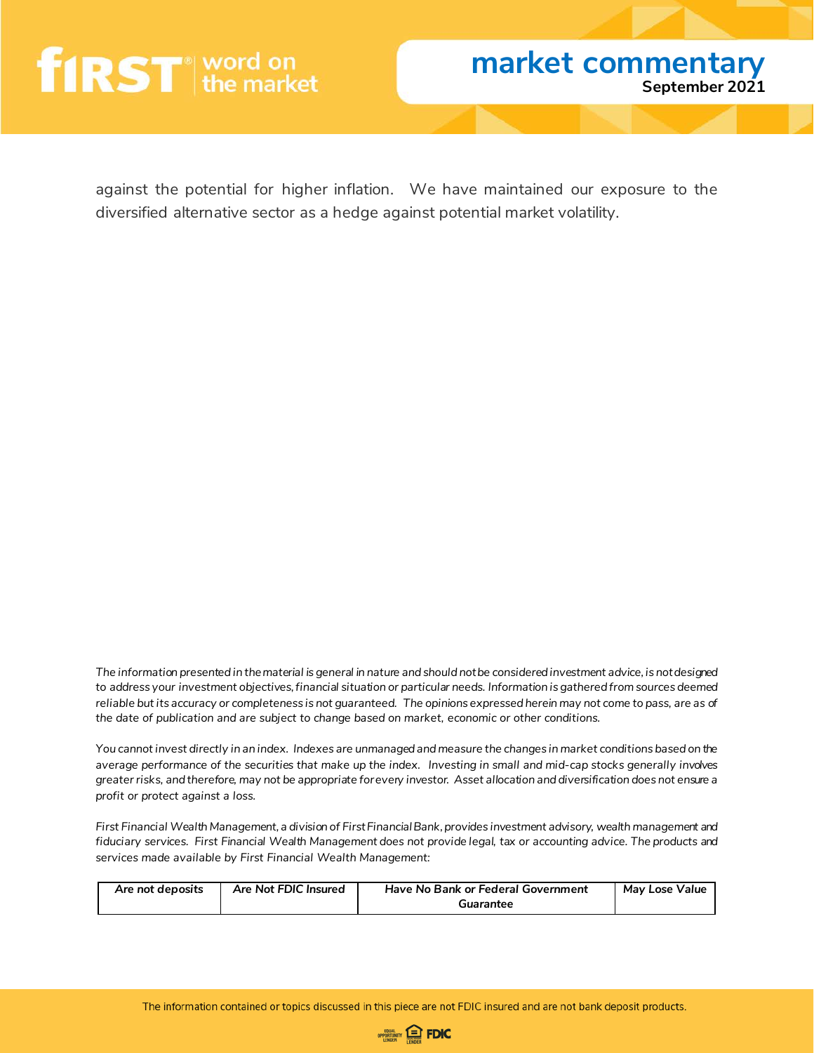against the potential for higher inflation. We have maintained our exposure to the diversified alternative sector as a hedge against potential market volatility.

*The information presented in the material is general in nature and should not be considered investment advice, is not designed to address your investment objectives, financial situation or particular needs. Information is gathered from sources deemed reliable but its accuracy or completeness is not guaranteed. The opinions expressed herein may not come to pass, are as of the date of publication and are subject to change based on market, economic or other conditions.*

*You cannot invest directly in an index. Indexes are unmanaged and measure the changes in market conditions based on the average performance of the securities that make up the index. Investing in small and mid-cap stocks generally involves greater risks, and therefore, may not be appropriate for every investor. Asset allocation and diversification does not ensure a profit or protect against a loss.*

*First Financial Wealth Management, a division of First Financial Bank, provides investment advisory, wealth management and fiduciary services. First Financial Wealth Management does not provide legal, tax or accounting advice. The products and services made available by First Financial Wealth Management:*

| | | | |
|---|---|---|---|
| *Are not deposits* | *Are Not FDIC Insured* | *Have No Bank or Federal Government Guarantee* | *May Lose Value* |

The information contained or topics discussed in this piece are not FDIC insured and are not bank deposit products.